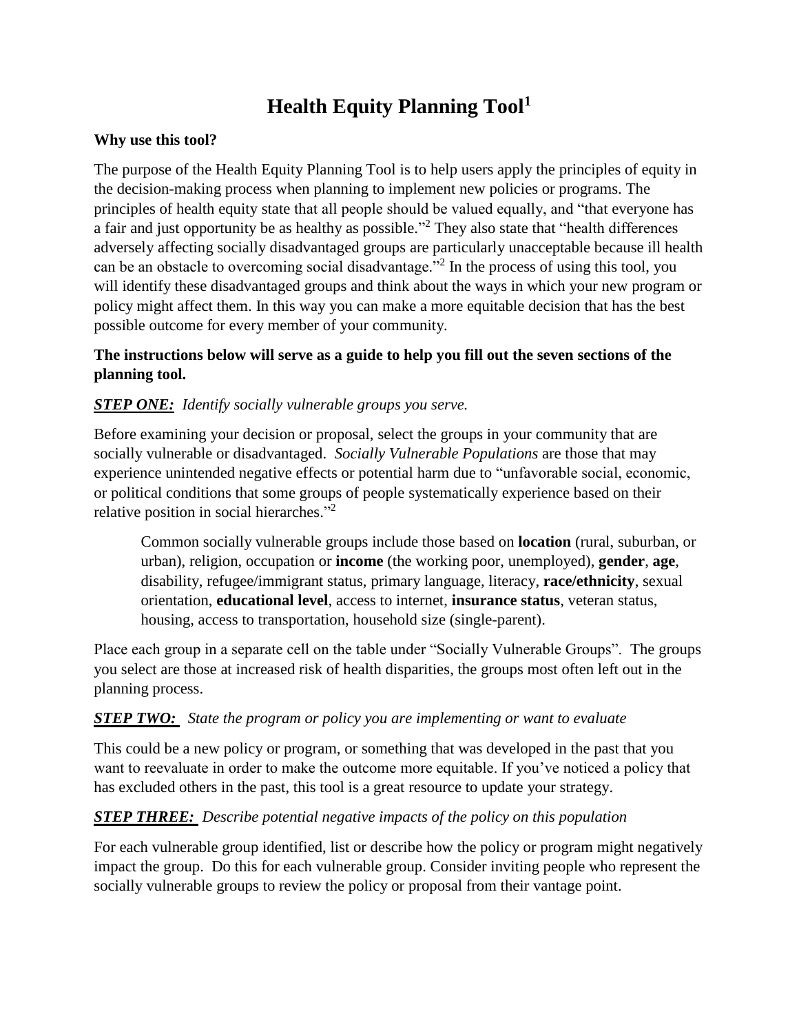# Health Equity Planning Tool[1]

**Why use this tool?**

The purpose of the Health Equity Planning Tool is to help users apply the principles of equity in the decision-making process when planning to implement new policies or programs. The principles of health equity state that all people should be valued equally, and "that everyone has a fair and just opportunity be as healthy as possible."[2] They also state that "health differences adversely affecting socially disadvantaged groups are particularly unacceptable because ill health can be an obstacle to overcoming social disadvantage."[2] In the process of using this tool, you will identify these disadvantaged groups and think about the ways in which your new program or policy might affect them. In this way you can make a more equitable decision that has the best possible outcome for every member of your community.

**The instructions below will serve as a guide to help you fill out the seven sections of the planning tool.**

***STEP ONE:*** *Identify socially vulnerable groups you serve.*

Before examining your decision or proposal, select the groups in your community that are socially vulnerable or disadvantaged. *Socially Vulnerable Populations* are those that may experience unintended negative effects or potential harm due to "unfavorable social, economic, or political conditions that some groups of people systematically experience based on their relative position in social hierarchies."[2]

> Common socially vulnerable groups include those based on **location** (rural, suburban, or urban), religion, occupation or **income** (the working poor, unemployed), **gender**, **age**, disability, refugee/immigrant status, primary language, literacy, **race/ethnicity**, sexual orientation, **educational level**, access to internet, **insurance status**, veteran status, housing, access to transportation, household size (single-parent).

Place each group in a separate cell on the table under "Socially Vulnerable Groups". The groups you select are those at increased risk of health disparities, the groups most often left out in the planning process.

***STEP TWO:*** *State the program or policy you are implementing or want to evaluate*

This could be a new policy or program, or something that was developed in the past that you want to reevaluate in order to make the outcome more equitable. If you've noticed a policy that has excluded others in the past, this tool is a great resource to update your strategy.

***STEP THREE:*** *Describe potential negative impacts of the policy on this population*

For each vulnerable group identified, list or describe how the policy or program might negatively impact the group. Do this for each vulnerable group. Consider inviting people who represent the socially vulnerable groups to review the policy or proposal from their vantage point.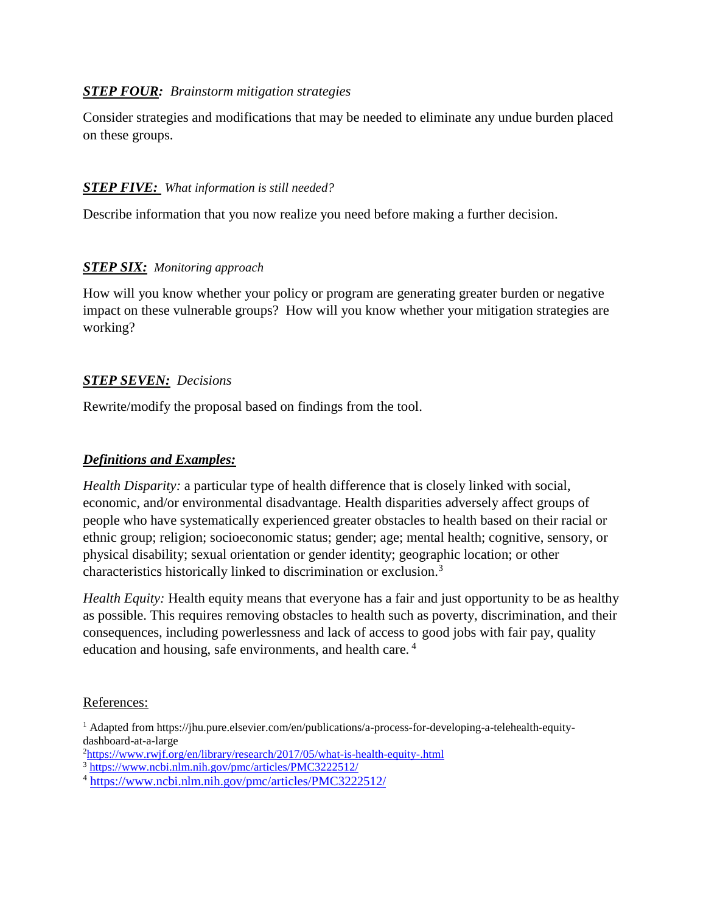***STEP FOUR:*** *Brainstorm mitigation strategies*

Consider strategies and modifications that may be needed to eliminate any undue burden placed on these groups.

***STEP FIVE:*** *What information is still needed?*

Describe information that you now realize you need before making a further decision.

***STEP SIX:*** *Monitoring approach*

How will you know whether your policy or program are generating greater burden or negative impact on these vulnerable groups? How will you know whether your mitigation strategies are working?

***STEP SEVEN:*** *Decisions*

Rewrite/modify the proposal based on findings from the tool.

***Definitions and Examples:***

*Health Disparity:* a particular type of health difference that is closely linked with social, economic, and/or environmental disadvantage. Health disparities adversely affect groups of people who have systematically experienced greater obstacles to health based on their racial or ethnic group; religion; socioeconomic status; gender; age; mental health; cognitive, sensory, or physical disability; sexual orientation or gender identity; geographic location; or other characteristics historically linked to discrimination or exclusion.[3]

*Health Equity:* Health equity means that everyone has a fair and just opportunity to be as healthy as possible. This requires removing obstacles to health such as poverty, discrimination, and their consequences, including powerlessness and lack of access to good jobs with fair pay, quality education and housing, safe environments, and health care. [4]

References:

[1] Adapted from https://jhu.pure.elsevier.com/en/publications/a-process-for-developing-a-telehealth-equity-dashboard-at-a-large

[2] https://www.rwjf.org/en/library/research/2017/05/what-is-health-equity-.html

[3] https://www.ncbi.nlm.nih.gov/pmc/articles/PMC3222512/

[4] https://www.ncbi.nlm.nih.gov/pmc/articles/PMC3222512/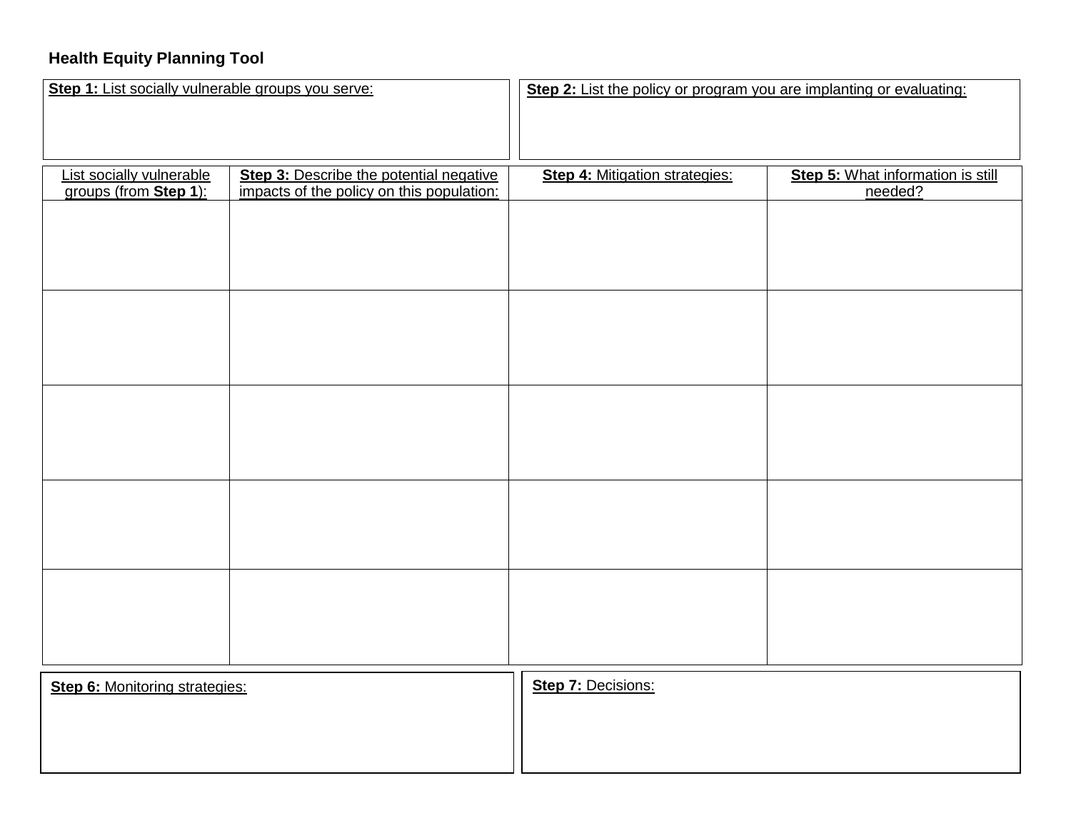## Health Equity Planning Tool

**Step 1:** List socially vulnerable groups you serve:

**Step 2:** List the policy or program you are implanting or evaluating:

| List socially vulnerable groups (from **Step 1**): | **Step 3:** Describe the potential negative impacts of the policy on this population: | **Step 4:** Mitigation strategies: | **Step 5:** What information is still needed? |
|---|---|---|---|
| | | | |
| | | | |
| | | | |
| | | | |
| | | | |

**Step 6:** Monitoring strategies:

**Step 7:** Decisions: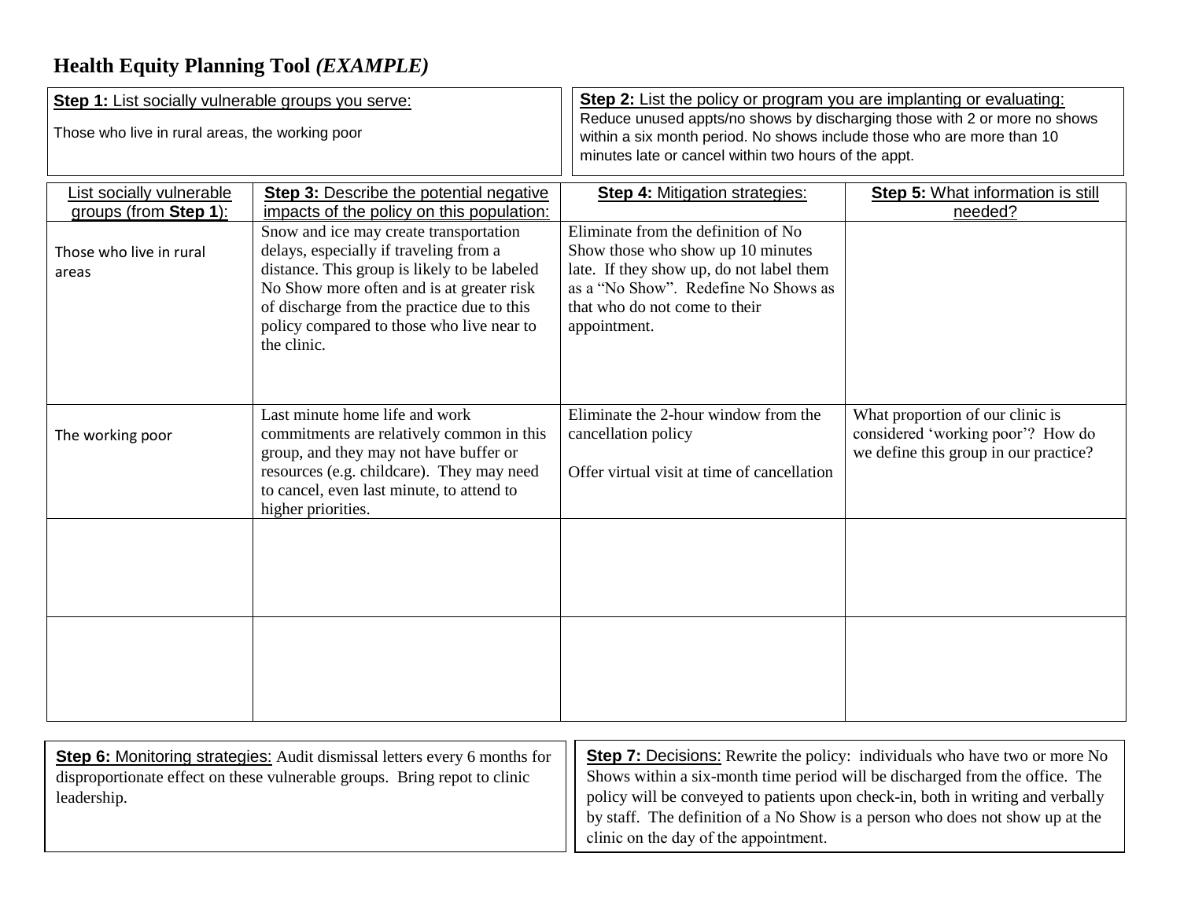# Health Equity Planning Tool *(EXAMPLE)*

**Step 1:** List socially vulnerable groups you serve:

Those who live in rural areas, the working poor

**Step 2:** List the policy or program you are implanting or evaluating:
Reduce unused appts/no shows by discharging those with 2 or more no shows within a six month period. No shows include those who are more than 10 minutes late or cancel within two hours of the appt.

| List socially vulnerable groups (from **Step 1**): | **Step 3:** Describe the potential negative impacts of the policy on this population: | **Step 4:** Mitigation strategies: | **Step 5:** What information is still needed? |
|---|---|---|---|
| Those who live in rural areas | Snow and ice may create transportation delays, especially if traveling from a distance. This group is likely to be labeled No Show more often and is at greater risk of discharge from the practice due to this policy compared to those who live near to the clinic. | Eliminate from the definition of No Show those who show up 10 minutes late. If they show up, do not label them as a "No Show". Redefine No Shows as that who do not come to their appointment. | |
| The working poor | Last minute home life and work commitments are relatively common in this group, and they may not have buffer or resources (e.g. childcare). They may need to cancel, even last minute, to attend to higher priorities. | Eliminate the 2-hour window from the cancellation policy<br><br>Offer virtual visit at time of cancellation | What proportion of our clinic is considered 'working poor'? How do we define this group in our practice? |
| | | | |
| | | | |

**Step 6:** Monitoring strategies: Audit dismissal letters every 6 months for disproportionate effect on these vulnerable groups. Bring repot to clinic leadership.

**Step 7:** Decisions: Rewrite the policy: individuals who have two or more No Shows within a six-month time period will be discharged from the office. The policy will be conveyed to patients upon check-in, both in writing and verbally by staff. The definition of a No Show is a person who does not show up at the clinic on the day of the appointment.